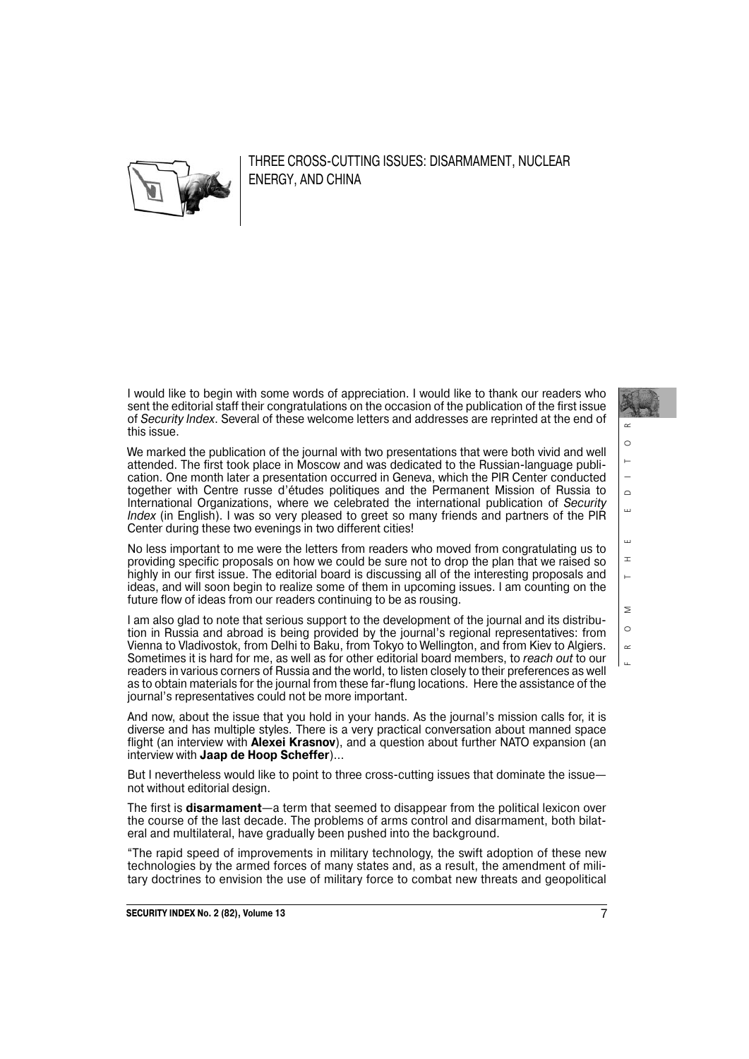# THREE CROSS-CUTTING ISSUES: DISARMAMENT, NUCLEAR ENERGY, AND CHINA

I would like to begin with some words of appreciation. I would like to thank our readers who sent the editorial staff their congratulations on the occasion of the publication of the first issue of *Security Index*. Several of these welcome letters and addresses are reprinted at the end of this issue.

We marked the publication of the journal with two presentations that were both vivid and well attended. The first took place in Moscow and was dedicated to the Russian-language publication. One month later a presentation occurred in Geneva, which the PIR Center conducted together with Centre russe d'études politiques and the Permanent Mission of Russia to International Organizations, where we celebrated the international publication of *Security Index* (in English). I was so very pleased to greet so many friends and partners of the PIR Center during these two evenings in two different cities!

No less important to me were the letters from readers who moved from congratulating us to providing specific proposals on how we could be sure not to drop the plan that we raised so highly in our first issue. The editorial board is discussing all of the interesting proposals and ideas, and will soon begin to realize some of them in upcoming issues. I am counting on the future flow of ideas from our readers continuing to be as rousing.

I am also glad to note that serious support to the development of the journal and its distribution in Russia and abroad is being provided by the journal's regional representatives: from Vienna to Vladivostok, from Delhi to Baku, from Tokyo to Wellington, and from Kiev to Algiers. Sometimes it is hard for me, as well as for other editorial board members, to *reach out* to our readers in various corners of Russia and the world, to listen closely to their preferences as well as to obtain materials for the journal from these far-flung locations. Here the assistance of the journal's representatives could not be more important.

And now, about the issue that you hold in your hands. As the journal's mission calls for, it is diverse and has multiple styles. There is a very practical conversation about manned space flight (an interview with **Alexei Krasnov**), and a question about further NATO expansion (an interview with **Jaap de Hoop Scheffer**)...

But I nevertheless would like to point to three cross-cutting issues that dominate the issue—not without editorial design.

The first is **disarmament**—a term that seemed to disappear from the political lexicon over the course of the last decade. The problems of arms control and disarmament, both bilateral and multilateral, have gradually been pushed into the background.

"The rapid speed of improvements in military technology, the swift adoption of these new technologies by the armed forces of many states and, as a result, the amendment of military doctrines to envision the use of military force to combat new threats and geopolitical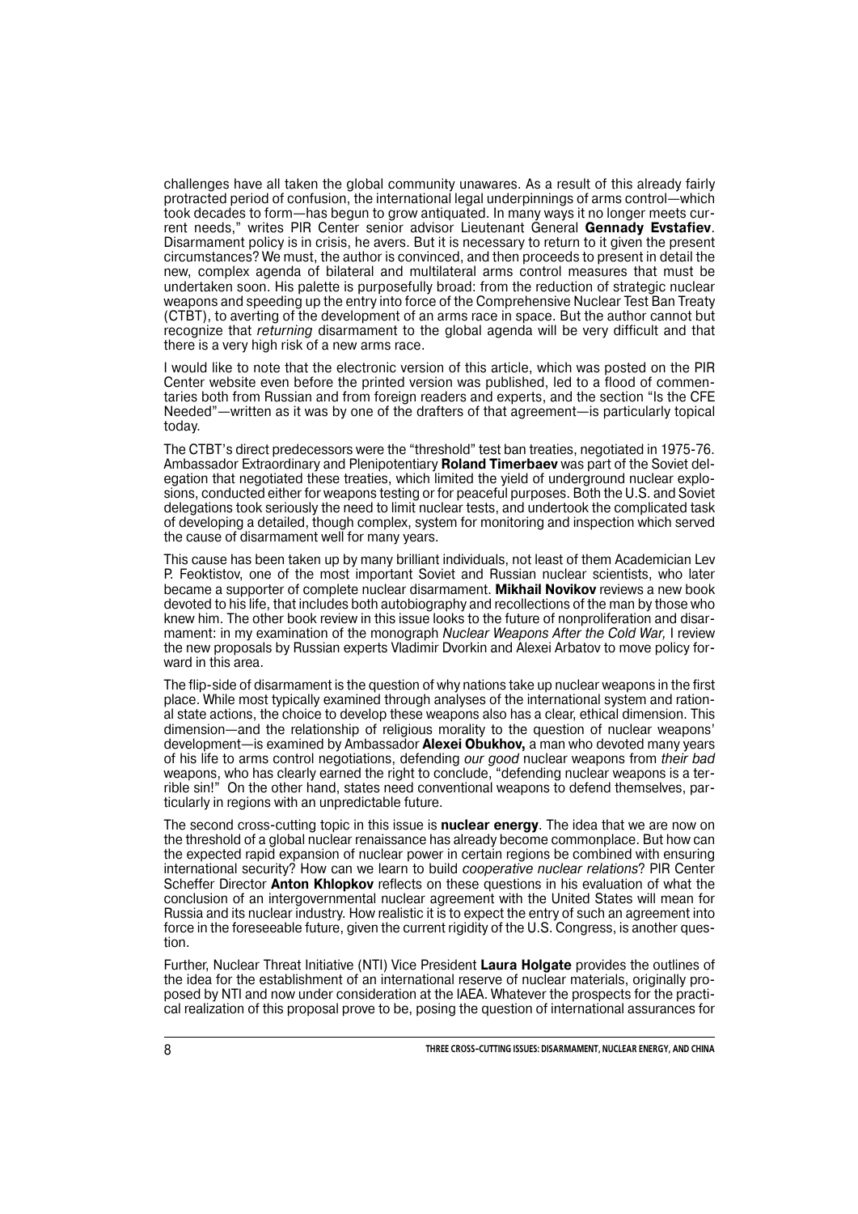challenges have all taken the global community unawares. As a result of this already fairly protracted period of confusion, the international legal underpinnings of arms control—which took decades to form—has begun to grow antiquated. In many ways it no longer meets current needs," writes PIR Center senior advisor Lieutenant General **Gennady Evstafiev**. Disarmament policy is in crisis, he avers. But it is necessary to return to it given the present circumstances? We must, the author is convinced, and then proceeds to present in detail the new, complex agenda of bilateral and multilateral arms control measures that must be undertaken soon. His palette is purposefully broad: from the reduction of strategic nuclear weapons and speeding up the entry into force of the Comprehensive Nuclear Test Ban Treaty (CTBT), to averting of the development of an arms race in space. But the author cannot but recognize that *returning* disarmament to the global agenda will be very difficult and that there is a very high risk of a new arms race.

I would like to note that the electronic version of this article, which was posted on the PIR Center website even before the printed version was published, led to a flood of commentaries both from Russian and from foreign readers and experts, and the section "Is the CFE Needed"—written as it was by one of the drafters of that agreement—is particularly topical today.

The CTBT's direct predecessors were the "threshold" test ban treaties, negotiated in 1975-76. Ambassador Extraordinary and Plenipotentiary **Roland Timerbaev** was part of the Soviet delegation that negotiated these treaties, which limited the yield of underground nuclear explosions, conducted either for weapons testing or for peaceful purposes. Both the U.S. and Soviet delegations took seriously the need to limit nuclear tests, and undertook the complicated task of developing a detailed, though complex, system for monitoring and inspection which served the cause of disarmament well for many years.

This cause has been taken up by many brilliant individuals, not least of them Academician Lev P. Feoktistov, one of the most important Soviet and Russian nuclear scientists, who later became a supporter of complete nuclear disarmament. **Mikhail Novikov** reviews a new book devoted to his life, that includes both autobiography and recollections of the man by those who knew him. The other book review in this issue looks to the future of nonproliferation and disarmament: in my examination of the monograph *Nuclear Weapons After the Cold War,* I review the new proposals by Russian experts Vladimir Dvorkin and Alexei Arbatov to move policy forward in this area.

The flip-side of disarmament is the question of why nations take up nuclear weapons in the first place. While most typically examined through analyses of the international system and rational state actions, the choice to develop these weapons also has a clear, ethical dimension. This dimension—and the relationship of religious morality to the question of nuclear weapons' development—is examined by Ambassador **Alexei Obukhov,** a man who devoted many years of his life to arms control negotiations, defending *our good* nuclear weapons from *their bad* weapons, who has clearly earned the right to conclude, "defending nuclear weapons is a terrible sin!" On the other hand, states need conventional weapons to defend themselves, particularly in regions with an unpredictable future.

The second cross-cutting topic in this issue is **nuclear energy**. The idea that we are now on the threshold of a global nuclear renaissance has already become commonplace. But how can the expected rapid expansion of nuclear power in certain regions be combined with ensuring international security? How can we learn to build *cooperative nuclear relations*? PIR Center Scheffer Director **Anton Khlopkov** reflects on these questions in his evaluation of what the conclusion of an intergovernmental nuclear agreement with the United States will mean for Russia and its nuclear industry. How realistic it is to expect the entry of such an agreement into force in the foreseeable future, given the current rigidity of the U.S. Congress, is another question.

Further, Nuclear Threat Initiative (NTI) Vice President **Laura Holgate** provides the outlines of the idea for the establishment of an international reserve of nuclear materials, originally proposed by NTI and now under consideration at the IAEA. Whatever the prospects for the practical realization of this proposal prove to be, posing the question of international assurances for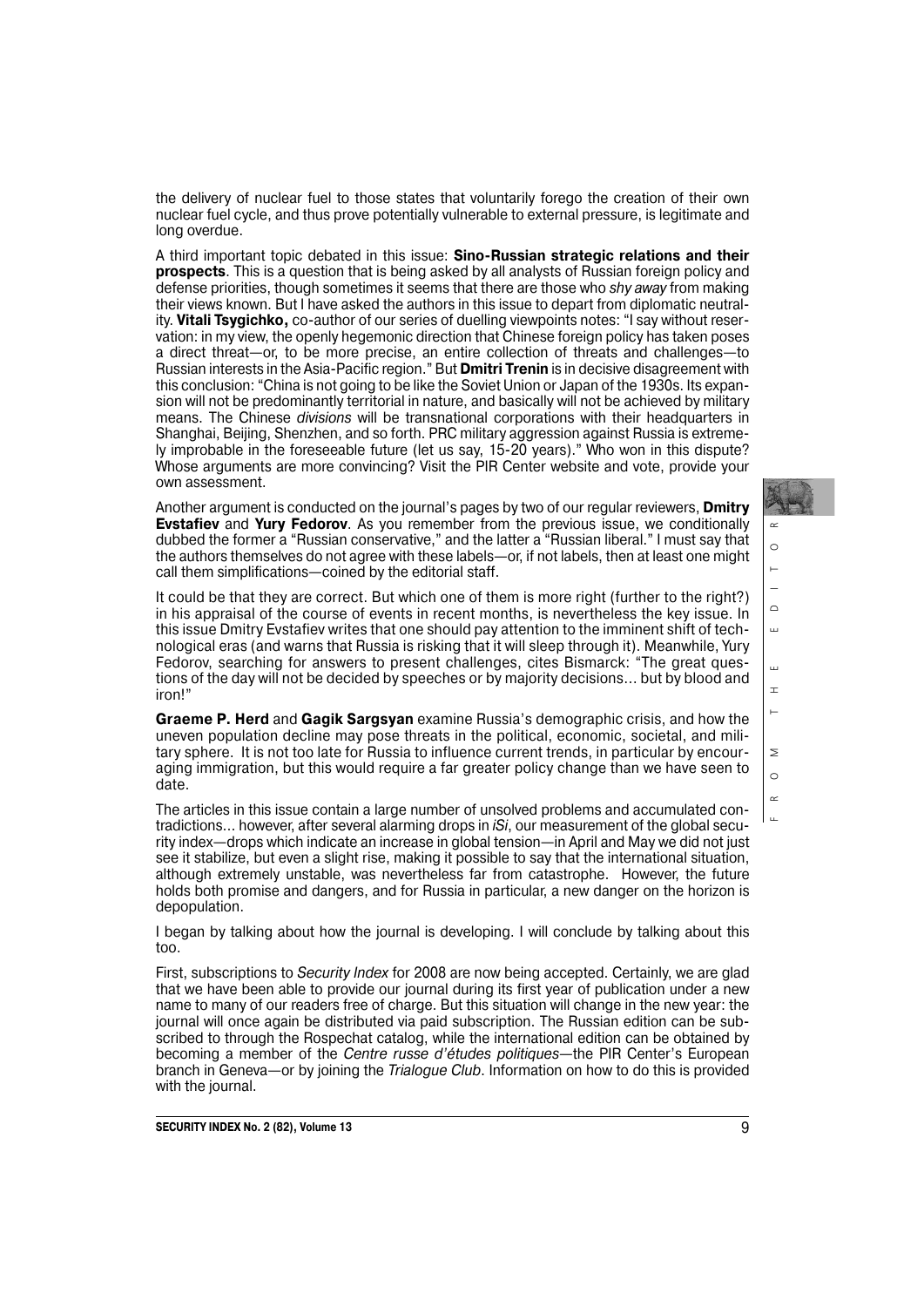the delivery of nuclear fuel to those states that voluntarily forego the creation of their own nuclear fuel cycle, and thus prove potentially vulnerable to external pressure, is legitimate and long overdue.

A third important topic debated in this issue: **Sino-Russian strategic relations and their prospects**. This is a question that is being asked by all analysts of Russian foreign policy and defense priorities, though sometimes it seems that there are those who *shy away* from making their views known. But I have asked the authors in this issue to depart from diplomatic neutrality. **Vitali Tsygichko,** co-author of our series of duelling viewpoints notes: "I say without reservation: in my view, the openly hegemonic direction that Chinese foreign policy has taken poses a direct threat—or, to be more precise, an entire collection of threats and challenges—to Russian interests in the Asia-Pacific region." But **Dmitri Trenin** is in decisive disagreement with this conclusion: "China is not going to be like the Soviet Union or Japan of the 1930s. Its expansion will not be predominantly territorial in nature, and basically will not be achieved by military means. The Chinese *divisions* will be transnational corporations with their headquarters in Shanghai, Beijing, Shenzhen, and so forth. PRC military aggression against Russia is extremely improbable in the foreseeable future (let us say, 15-20 years)." Who won in this dispute? Whose arguments are more convincing? Visit the PIR Center website and vote, provide your own assessment.

Another argument is conducted on the journal's pages by two of our regular reviewers, **Dmitry Evstafiev** and **Yury Fedorov**. As you remember from the previous issue, we conditionally dubbed the former a "Russian conservative," and the latter a "Russian liberal." I must say that the authors themselves do not agree with these labels—or, if not labels, then at least one might call them simplifications—coined by the editorial staff.

It could be that they are correct. But which one of them is more right (further to the right?) in his appraisal of the course of events in recent months, is nevertheless the key issue. In this issue Dmitry Evstafiev writes that one should pay attention to the imminent shift of technological eras (and warns that Russia is risking that it will sleep through it). Meanwhile, Yury Fedorov, searching for answers to present challenges, cites Bismarck: "The great questions of the day will not be decided by speeches or by majority decisions… but by blood and iron!"

**Graeme P. Herd** and **Gagik Sargsyan** examine Russia's demographic crisis, and how the uneven population decline may pose threats in the political, economic, societal, and military sphere. It is not too late for Russia to influence current trends, in particular by encouraging immigration, but this would require a far greater policy change than we have seen to date.

The articles in this issue contain a large number of unsolved problems and accumulated contradictions… however, after several alarming drops in *iSi*, our measurement of the global security index—drops which indicate an increase in global tension—in April and May we did not just see it stabilize, but even a slight rise, making it possible to say that the international situation, although extremely unstable, was nevertheless far from catastrophe. However, the future holds both promise and dangers, and for Russia in particular, a new danger on the horizon is depopulation.

I began by talking about how the journal is developing. I will conclude by talking about this too.

First, subscriptions to *Security Index* for 2008 are now being accepted. Certainly, we are glad that we have been able to provide our journal during its first year of publication under a new name to many of our readers free of charge. But this situation will change in the new year: the journal will once again be distributed via paid subscription. The Russian edition can be subscribed to through the Rospechat catalog, while the international edition can be obtained by becoming a member of the *Centre russe d'études politiques*—the PIR Center's European branch in Geneva—or by joining the *Trialogue Club*. Information on how to do this is provided with the journal.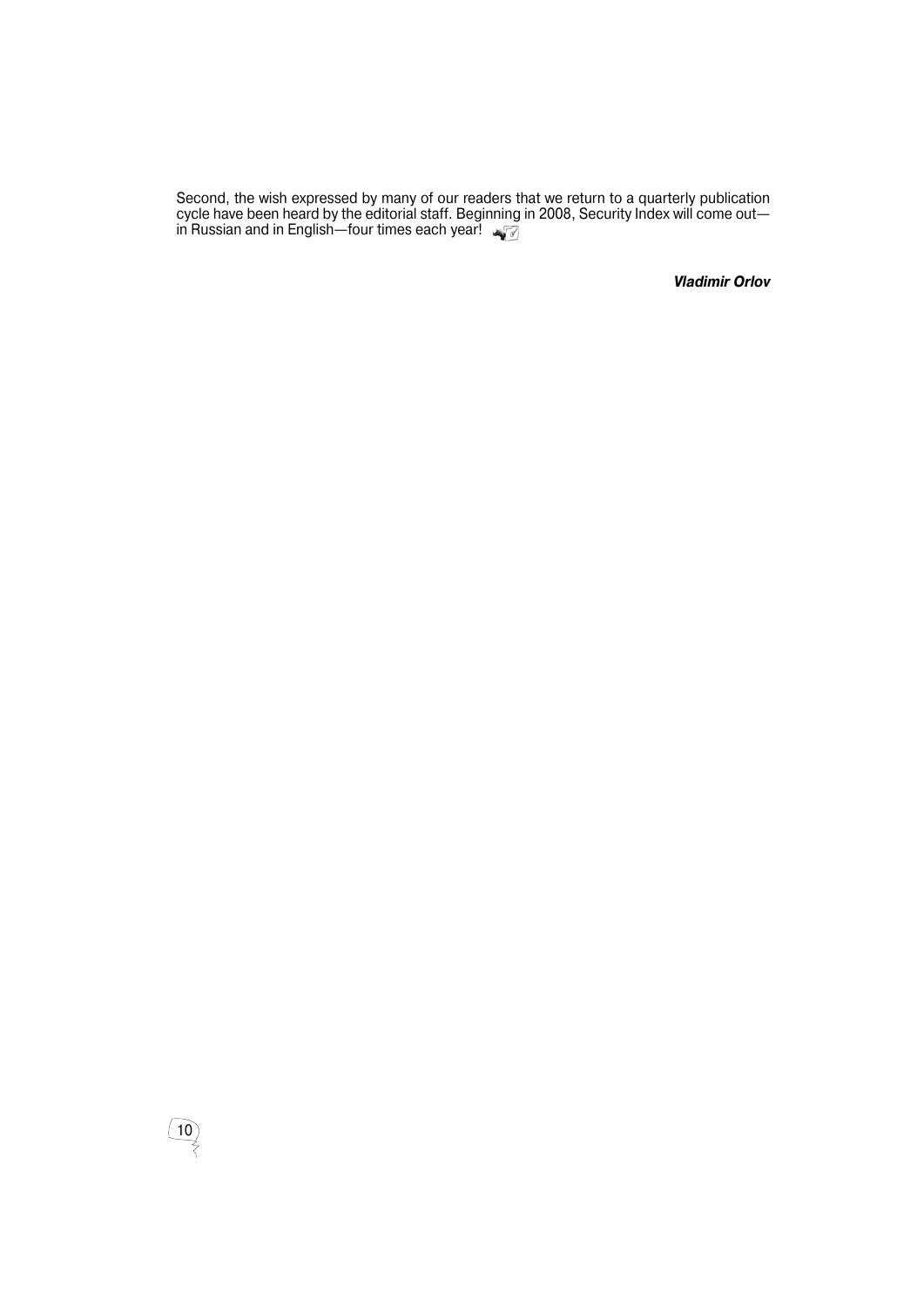Second, the wish expressed by many of our readers that we return to a quarterly publication cycle have been heard by the editorial staff. Beginning in 2008, Security Index will come out—in Russian and in English—four times each year!

***Vladimir Orlov***